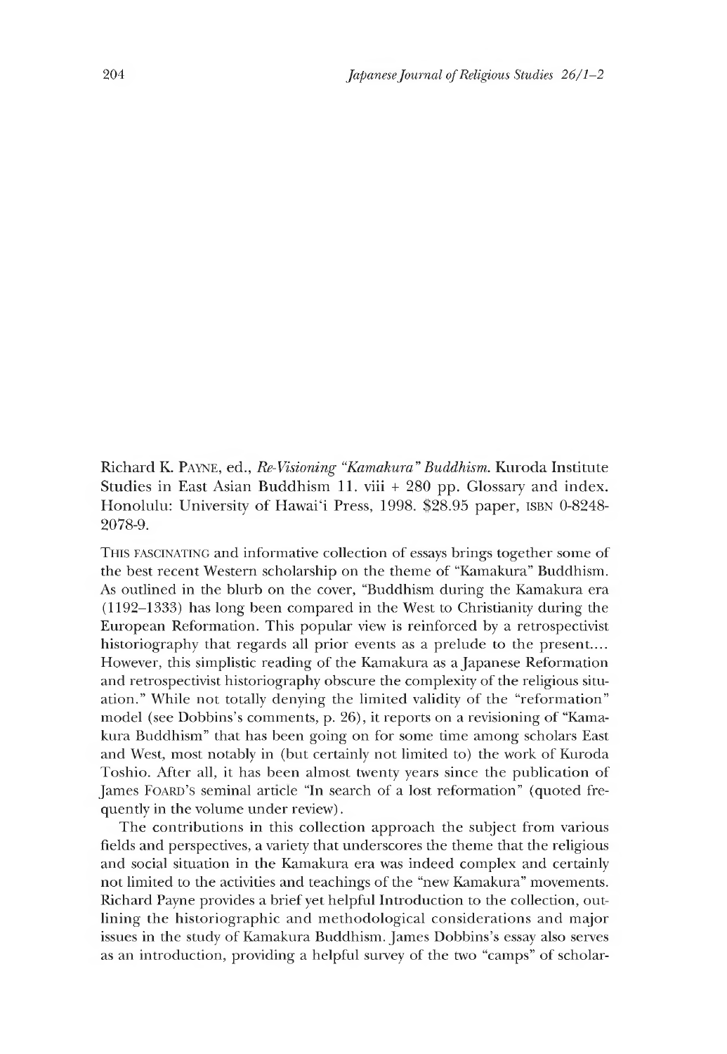Richard K. PAYNE, ed., *Re-Visioning "Kamakura" Buddhism*. Kuroda Institute Studies in East Asian Buddhism 11. viii + 280 pp. Glossary and index. Honolulu: University of Hawai'i Press, 1998. $28.95 paper, ISBN 0-8248-2078-9.

THIS FASCINATING and informative collection of essays brings together some of the best recent Western scholarship on the theme of "Kamakura" Buddhism. As outlined in the blurb on the cover, "Buddhism during the Kamakura era (1192–1333) has long been compared in the West to Christianity during the European Reformation. This popular view is reinforced by a retrospectivist historiography that regards all prior events as a prelude to the present.... However, this simplistic reading of the Kamakura as a Japanese Reformation and retrospectivist historiography obscure the complexity of the religious situation." While not totally denying the limited validity of the "reformation" model (see Dobbins's comments, p. 26), it reports on a revisioning of "Kamakura Buddhism" that has been going on for some time among scholars East and West, most notably in (but certainly not limited to) the work of Kuroda Toshio. After all, it has been almost twenty years since the publication of James FOARD'S seminal article "In search of a lost reformation" (quoted frequently in the volume under review).

The contributions in this collection approach the subject from various fields and perspectives, a variety that underscores the theme that the religious and social situation in the Kamakura era was indeed complex and certainly not limited to the activities and teachings of the "new Kamakura" movements. Richard Payne provides a brief yet helpful Introduction to the collection, outlining the historiographic and methodological considerations and major issues in the study of Kamakura Buddhism. James Dobbins's essay also serves as an introduction, providing a helpful survey of the two "camps" of scholar-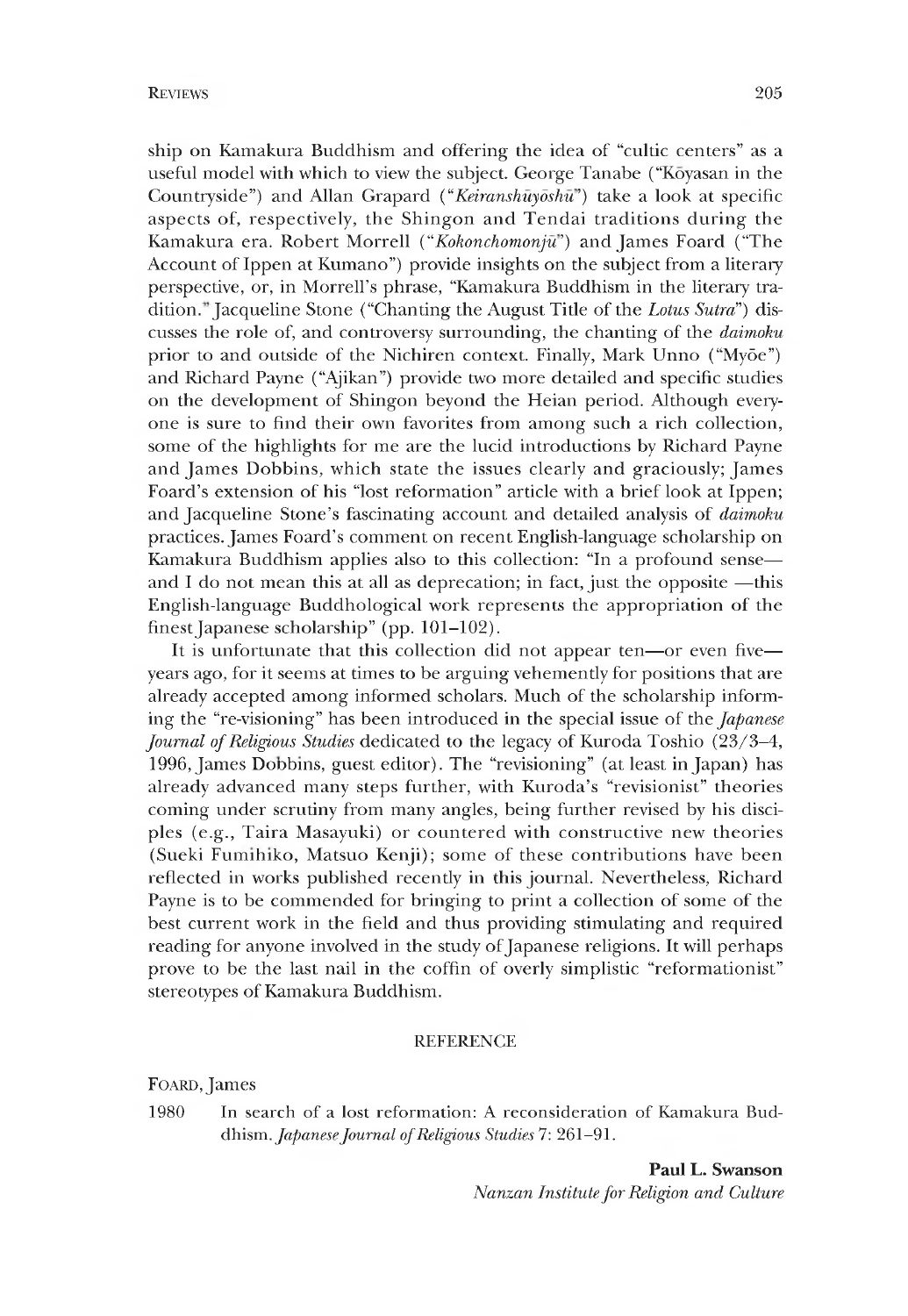ship on Kamakura Buddhism and offering the idea of "cultic centers" as a useful model with which to view the subject. George Tanabe ("Kōyasan in the Countryside") and Allan Grapard ("*Keiranshūyōshū*") take a look at specific aspects of, respectively, the Shingon and Tendai traditions during the Kamakura era. Robert Morrell ("*Kokonchomonjū*") and James Foard ("The Account of Ippen at Kumano") provide insights on the subject from a literary perspective, or, in Morrell's phrase, "Kamakura Buddhism in the literary tradition." Jacqueline Stone ("Chanting the August Title of the *Lotus Sutra*") discusses the role of, and controversy surrounding, the chanting of the *daimoku* prior to and outside of the Nichiren context. Finally, Mark Unno ("Myōe") and Richard Payne ("Ajikan") provide two more detailed and specific studies on the development of Shingon beyond the Heian period. Although everyone is sure to find their own favorites from among such a rich collection, some of the highlights for me are the lucid introductions by Richard Payne and James Dobbins, which state the issues clearly and graciously; James Foard's extension of his "lost reformation" article with a brief look at Ippen; and Jacqueline Stone's fascinating account and detailed analysis of *daimoku* practices. James Foard's comment on recent English-language scholarship on Kamakura Buddhism applies also to this collection: "In a profound sense—and I do not mean this at all as deprecation; in fact, just the opposite —this English-language Buddhological work represents the appropriation of the finest Japanese scholarship" (pp. 101–102).

It is unfortunate that this collection did not appear ten—or even five—years ago, for it seems at times to be arguing vehemently for positions that are already accepted among informed scholars. Much of the scholarship informing the "re-visioning" has been introduced in the special issue of the *Japanese Journal of Religious Studies* dedicated to the legacy of Kuroda Toshio (23/3–4, 1996, James Dobbins, guest editor). The "revisioning" (at least in Japan) has already advanced many steps further, with Kuroda's "revisionist" theories coming under scrutiny from many angles, being further revised by his disciples (e.g., Taira Masayuki) or countered with constructive new theories (Sueki Fumihiko, Matsuo Kenji); some of these contributions have been reflected in works published recently in this journal. Nevertheless, Richard Payne is to be commended for bringing to print a collection of some of the best current work in the field and thus providing stimulating and required reading for anyone involved in the study of Japanese religions. It will perhaps prove to be the last nail in the coffin of overly simplistic "reformationist" stereotypes of Kamakura Buddhism.

## REFERENCE

FOARD, James

1980 In search of a lost reformation: A reconsideration of Kamakura Buddhism. *Japanese Journal of Religious Studies* 7: 261–91.

**Paul L. Swanson**
*Nanzan Institute for Religion and Culture*